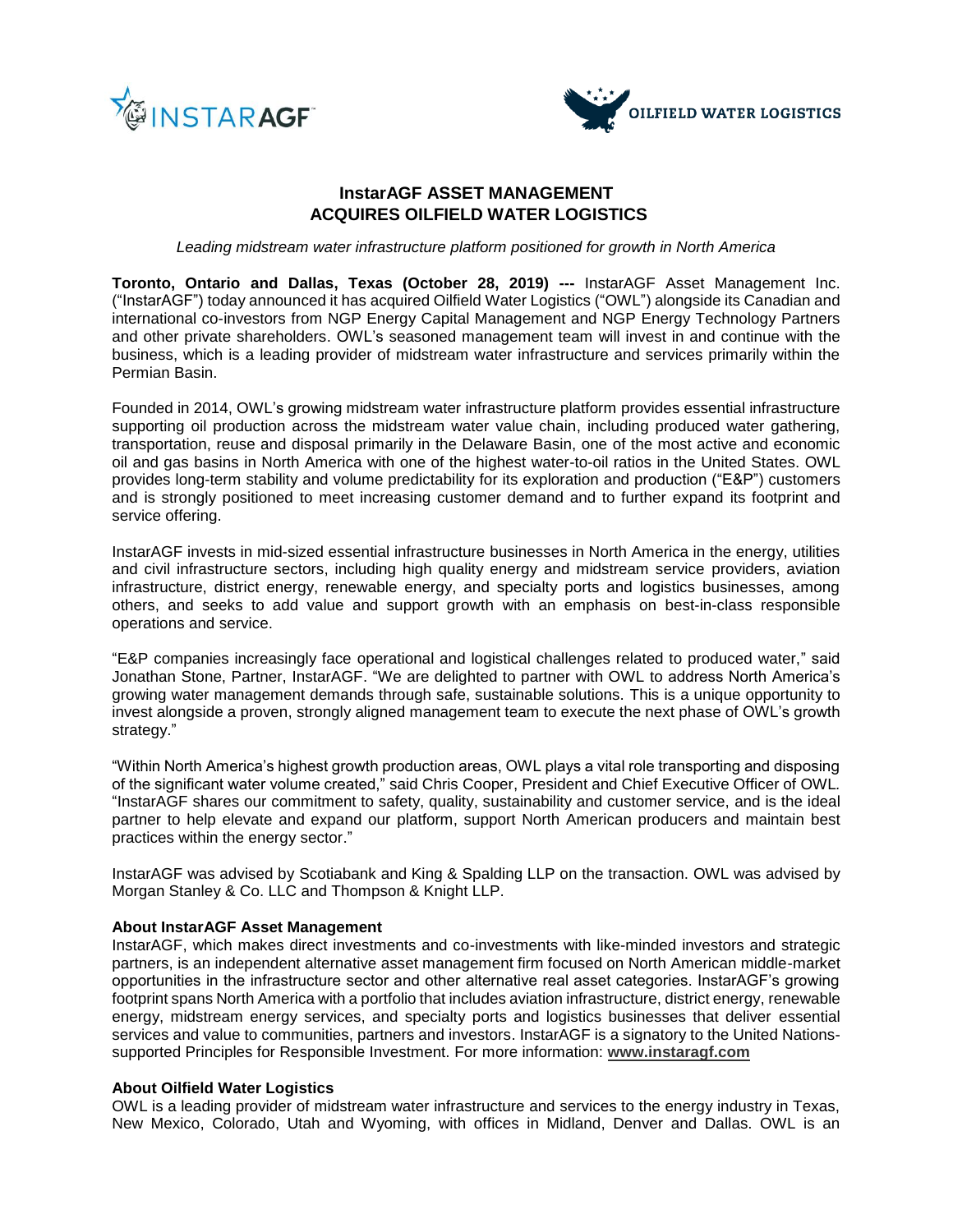# InstarAGF ASSET MANAGEMENT ACQUIRES OILFIELD WATER LOGISTICS

*Leading midstream water infrastructure platform positioned for growth in North America*

**Toronto, Ontario and Dallas, Texas (October 28, 2019) ---** InstarAGF Asset Management Inc. ("InstarAGF") today announced it has acquired Oilfield Water Logistics ("OWL") alongside its Canadian and international co-investors from NGP Energy Capital Management and NGP Energy Technology Partners and other private shareholders. OWL's seasoned management team will invest in and continue with the business, which is a leading provider of midstream water infrastructure and services primarily within the Permian Basin.

Founded in 2014, OWL's growing midstream water infrastructure platform provides essential infrastructure supporting oil production across the midstream water value chain, including produced water gathering, transportation, reuse and disposal primarily in the Delaware Basin, one of the most active and economic oil and gas basins in North America with one of the highest water-to-oil ratios in the United States. OWL provides long-term stability and volume predictability for its exploration and production ("E&P") customers and is strongly positioned to meet increasing customer demand and to further expand its footprint and service offering.

InstarAGF invests in mid-sized essential infrastructure businesses in North America in the energy, utilities and civil infrastructure sectors, including high quality energy and midstream service providers, aviation infrastructure, district energy, renewable energy, and specialty ports and logistics businesses, among others, and seeks to add value and support growth with an emphasis on best-in-class responsible operations and service.

"E&P companies increasingly face operational and logistical challenges related to produced water," said Jonathan Stone, Partner, InstarAGF. "We are delighted to partner with OWL to address North America's growing water management demands through safe, sustainable solutions. This is a unique opportunity to invest alongside a proven, strongly aligned management team to execute the next phase of OWL's growth strategy."

"Within North America's highest growth production areas, OWL plays a vital role transporting and disposing of the significant water volume created," said Chris Cooper, President and Chief Executive Officer of OWL. "InstarAGF shares our commitment to safety, quality, sustainability and customer service, and is the ideal partner to help elevate and expand our platform, support North American producers and maintain best practices within the energy sector."

InstarAGF was advised by Scotiabank and King & Spalding LLP on the transaction. OWL was advised by Morgan Stanley & Co. LLC and Thompson & Knight LLP.

**About InstarAGF Asset Management**

InstarAGF, which makes direct investments and co-investments with like-minded investors and strategic partners, is an independent alternative asset management firm focused on North American middle-market opportunities in the infrastructure sector and other alternative real asset categories. InstarAGF's growing footprint spans North America with a portfolio that includes aviation infrastructure, district energy, renewable energy, midstream energy services, and specialty ports and logistics businesses that deliver essential services and value to communities, partners and investors. InstarAGF is a signatory to the United Nations-supported Principles for Responsible Investment. For more information: **www.instaragf.com**

**About Oilfield Water Logistics**

OWL is a leading provider of midstream water infrastructure and services to the energy industry in Texas, New Mexico, Colorado, Utah and Wyoming, with offices in Midland, Denver and Dallas. OWL is an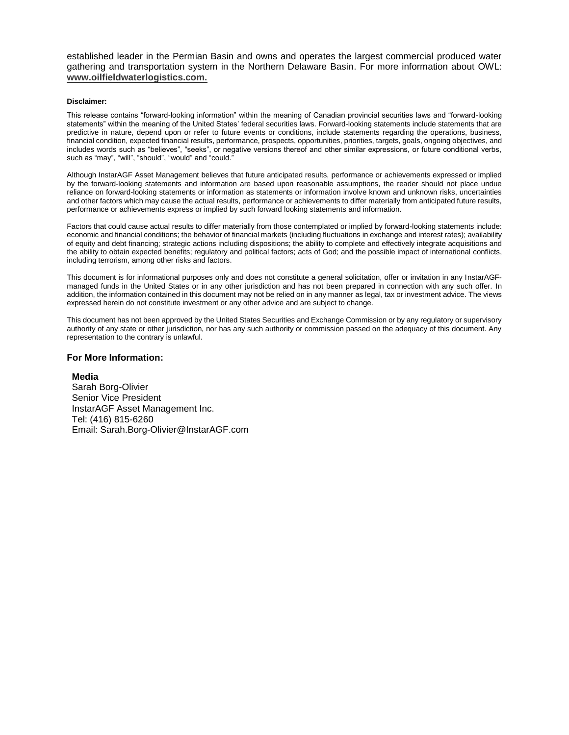established leader in the Permian Basin and owns and operates the largest commercial produced water gathering and transportation system in the Northern Delaware Basin. For more information about OWL: **www.oilfieldwaterlogistics.com.**

**Disclaimer:**

This release contains "forward-looking information" within the meaning of Canadian provincial securities laws and "forward-looking statements" within the meaning of the United States' federal securities laws. Forward-looking statements include statements that are predictive in nature, depend upon or refer to future events or conditions, include statements regarding the operations, business, financial condition, expected financial results, performance, prospects, opportunities, priorities, targets, goals, ongoing objectives, and includes words such as "believes", "seeks", or negative versions thereof and other similar expressions, or future conditional verbs, such as "may", "will", "should", "would" and "could."

Although InstarAGF Asset Management believes that future anticipated results, performance or achievements expressed or implied by the forward-looking statements and information are based upon reasonable assumptions, the reader should not place undue reliance on forward-looking statements or information as statements or information involve known and unknown risks, uncertainties and other factors which may cause the actual results, performance or achievements to differ materially from anticipated future results, performance or achievements express or implied by such forward looking statements and information.

Factors that could cause actual results to differ materially from those contemplated or implied by forward-looking statements include: economic and financial conditions; the behavior of financial markets (including fluctuations in exchange and interest rates); availability of equity and debt financing; strategic actions including dispositions; the ability to complete and effectively integrate acquisitions and the ability to obtain expected benefits; regulatory and political factors; acts of God; and the possible impact of international conflicts, including terrorism, among other risks and factors.

This document is for informational purposes only and does not constitute a general solicitation, offer or invitation in any InstarAGF-managed funds in the United States or in any other jurisdiction and has not been prepared in connection with any such offer. In addition, the information contained in this document may not be relied on in any manner as legal, tax or investment advice. The views expressed herein do not constitute investment or any other advice and are subject to change.

This document has not been approved by the United States Securities and Exchange Commission or by any regulatory or supervisory authority of any state or other jurisdiction, nor has any such authority or commission passed on the adequacy of this document. Any representation to the contrary is unlawful.

### For More Information:

**Media**
Sarah Borg-Olivier
Senior Vice President
InstarAGF Asset Management Inc.
Tel: (416) 815-6260
Email: Sarah.Borg-Olivier@InstarAGF.com